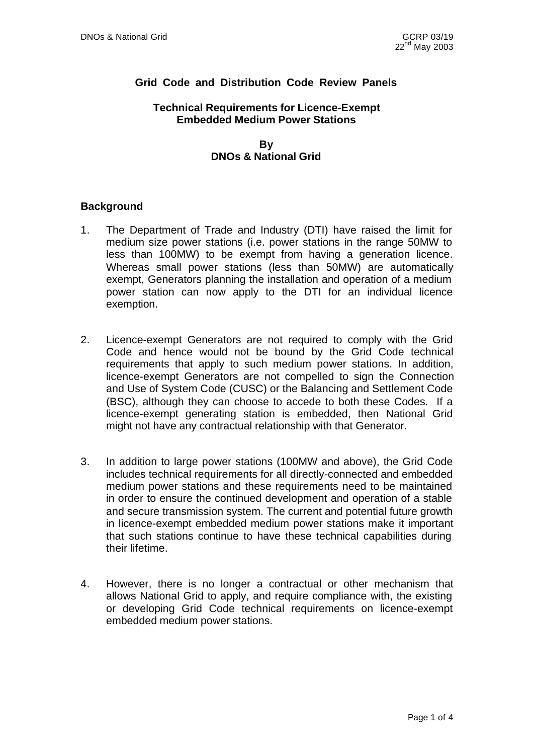# Grid Code and Distribution Code Review Panels

## Technical Requirements for Licence-Exempt Embedded Medium Power Stations

**By**
**DNOs & National Grid**

### Background

1. The Department of Trade and Industry (DTI) have raised the limit for medium size power stations (i.e. power stations in the range 50MW to less than 100MW) to be exempt from having a generation licence. Whereas small power stations (less than 50MW) are automatically exempt, Generators planning the installation and operation of a medium power station can now apply to the DTI for an individual licence exemption.

2. Licence-exempt Generators are not required to comply with the Grid Code and hence would not be bound by the Grid Code technical requirements that apply to such medium power stations. In addition, licence-exempt Generators are not compelled to sign the Connection and Use of System Code (CUSC) or the Balancing and Settlement Code (BSC), although they can choose to accede to both these Codes. If a licence-exempt generating station is embedded, then National Grid might not have any contractual relationship with that Generator.

3. In addition to large power stations (100MW and above), the Grid Code includes technical requirements for all directly-connected and embedded medium power stations and these requirements need to be maintained in order to ensure the continued development and operation of a stable and secure transmission system. The current and potential future growth in licence-exempt embedded medium power stations make it important that such stations continue to have these technical capabilities during their lifetime.

4. However, there is no longer a contractual or other mechanism that allows National Grid to apply, and require compliance with, the existing or developing Grid Code technical requirements on licence-exempt embedded medium power stations.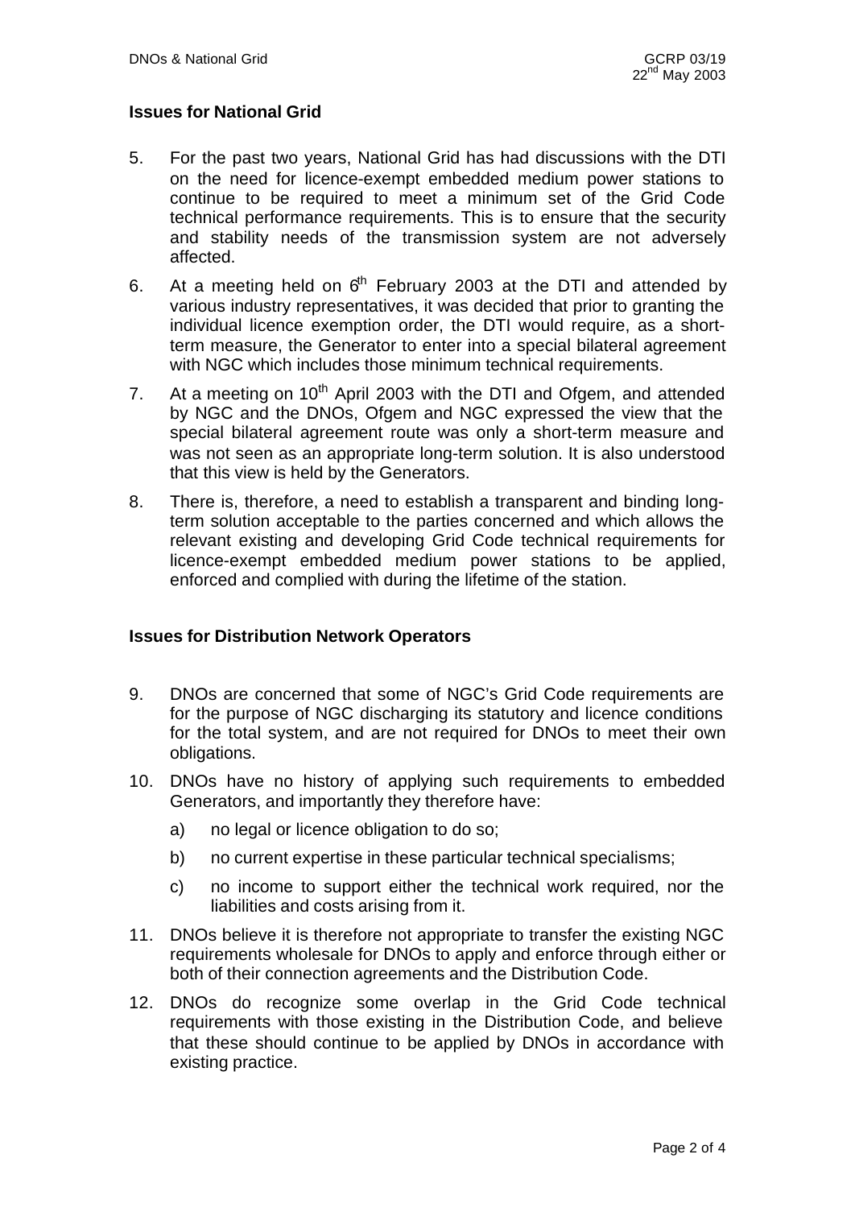### Issues for National Grid

5. For the past two years, National Grid has had discussions with the DTI on the need for licence-exempt embedded medium power stations to continue to be required to meet a minimum set of the Grid Code technical performance requirements. This is to ensure that the security and stability needs of the transmission system are not adversely affected.

6. At a meeting held on 6th February 2003 at the DTI and attended by various industry representatives, it was decided that prior to granting the individual licence exemption order, the DTI would require, as a short-term measure, the Generator to enter into a special bilateral agreement with NGC which includes those minimum technical requirements.

7. At a meeting on 10th April 2003 with the DTI and Ofgem, and attended by NGC and the DNOs, Ofgem and NGC expressed the view that the special bilateral agreement route was only a short-term measure and was not seen as an appropriate long-term solution. It is also understood that this view is held by the Generators.

8. There is, therefore, a need to establish a transparent and binding long-term solution acceptable to the parties concerned and which allows the relevant existing and developing Grid Code technical requirements for licence-exempt embedded medium power stations to be applied, enforced and complied with during the lifetime of the station.

### Issues for Distribution Network Operators

9. DNOs are concerned that some of NGC's Grid Code requirements are for the purpose of NGC discharging its statutory and licence conditions for the total system, and are not required for DNOs to meet their own obligations.

10. DNOs have no history of applying such requirements to embedded Generators, and importantly they therefore have:

    a) no legal or licence obligation to do so;

    b) no current expertise in these particular technical specialisms;

    c) no income to support either the technical work required, nor the liabilities and costs arising from it.

11. DNOs believe it is therefore not appropriate to transfer the existing NGC requirements wholesale for DNOs to apply and enforce through either or both of their connection agreements and the Distribution Code.

12. DNOs do recognize some overlap in the Grid Code technical requirements with those existing in the Distribution Code, and believe that these should continue to be applied by DNOs in accordance with existing practice.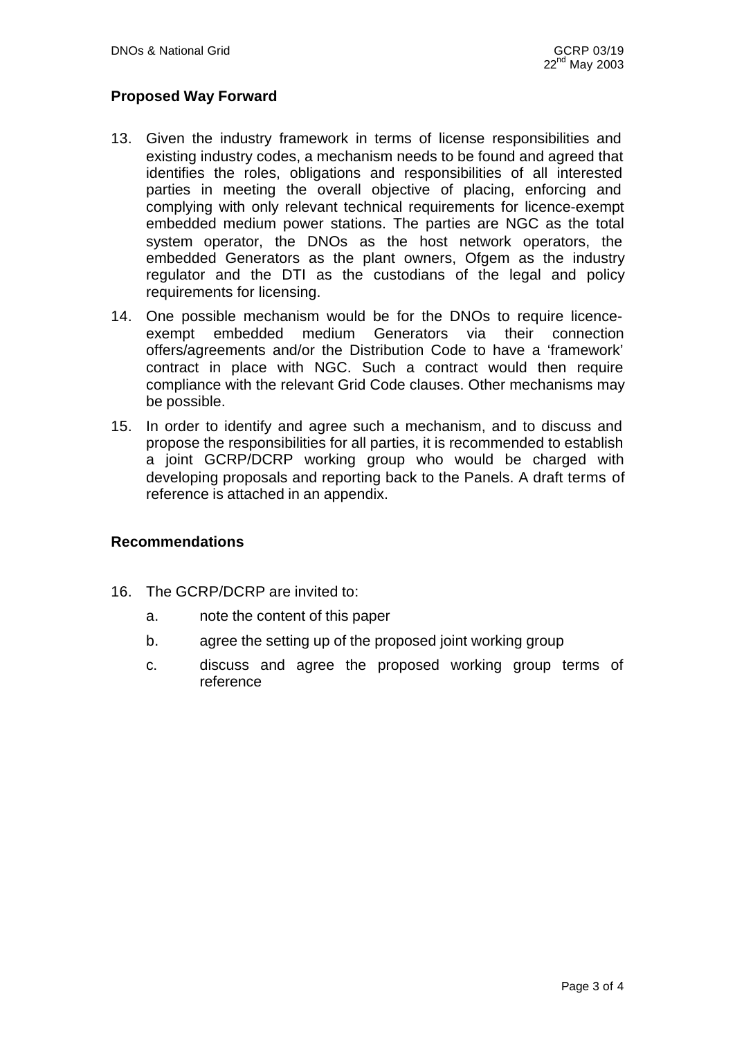## Proposed Way Forward

13. Given the industry framework in terms of license responsibilities and existing industry codes, a mechanism needs to be found and agreed that identifies the roles, obligations and responsibilities of all interested parties in meeting the overall objective of placing, enforcing and complying with only relevant technical requirements for licence-exempt embedded medium power stations. The parties are NGC as the total system operator, the DNOs as the host network operators, the embedded Generators as the plant owners, Ofgem as the industry regulator and the DTI as the custodians of the legal and policy requirements for licensing.

14. One possible mechanism would be for the DNOs to require licence-exempt embedded medium Generators via their connection offers/agreements and/or the Distribution Code to have a 'framework' contract in place with NGC. Such a contract would then require compliance with the relevant Grid Code clauses. Other mechanisms may be possible.

15. In order to identify and agree such a mechanism, and to discuss and propose the responsibilities for all parties, it is recommended to establish a joint GCRP/DCRP working group who would be charged with developing proposals and reporting back to the Panels. A draft terms of reference is attached in an appendix.

## Recommendations

16. The GCRP/DCRP are invited to:

    a. note the content of this paper

    b. agree the setting up of the proposed joint working group

    c. discuss and agree the proposed working group terms of reference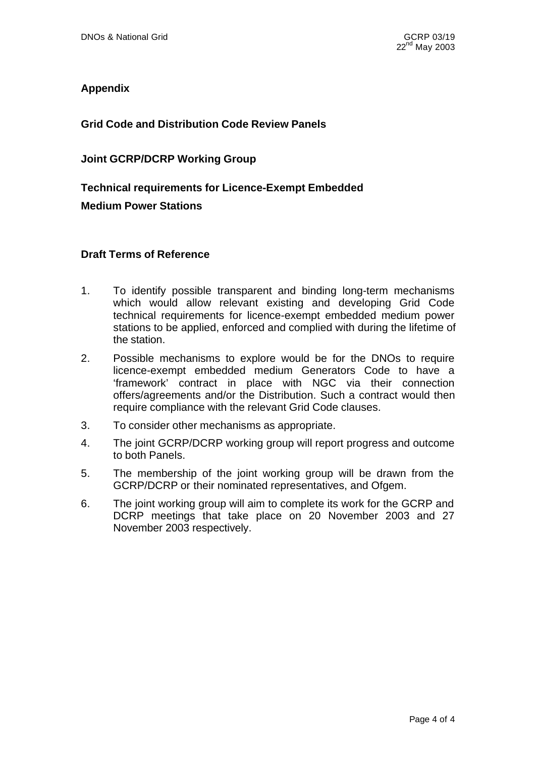## Appendix

### Grid Code and Distribution Code Review Panels

### Joint GCRP/DCRP Working Group

### Technical requirements for Licence-Exempt Embedded Medium Power Stations

### Draft Terms of Reference

1. To identify possible transparent and binding long-term mechanisms which would allow relevant existing and developing Grid Code technical requirements for licence-exempt embedded medium power stations to be applied, enforced and complied with during the lifetime of the station.
2. Possible mechanisms to explore would be for the DNOs to require licence-exempt embedded medium Generators Code to have a 'framework' contract in place with NGC via their connection offers/agreements and/or the Distribution. Such a contract would then require compliance with the relevant Grid Code clauses.
3. To consider other mechanisms as appropriate.
4. The joint GCRP/DCRP working group will report progress and outcome to both Panels.
5. The membership of the joint working group will be drawn from the GCRP/DCRP or their nominated representatives, and Ofgem.
6. The joint working group will aim to complete its work for the GCRP and DCRP meetings that take place on 20 November 2003 and 27 November 2003 respectively.